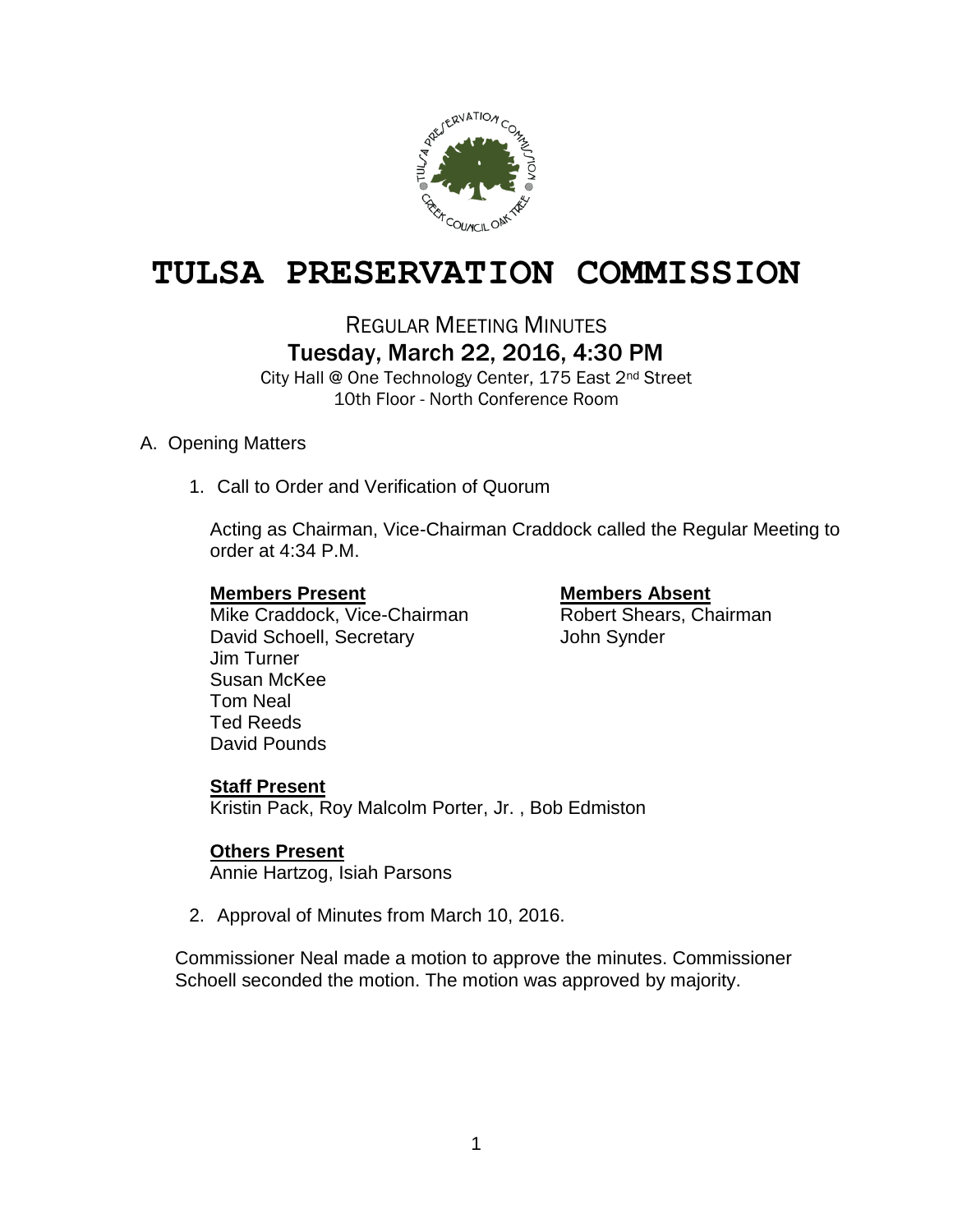# TULSA PRESERVATION COMMISSION

## REGULAR MEETING MINUTES

### Tuesday, March 22, 2016, 4:30 PM

City Hall @ One Technology Center, 175 East 2nd Street
10th Floor - North Conference Room

A. Opening Matters

1. Call to Order and Verification of Quorum

   Acting as Chairman, Vice-Chairman Craddock called the Regular Meeting to order at 4:34 P.M.

   **Members Present**
   Mike Craddock, Vice-Chairman
   David Schoell, Secretary
   Jim Turner
   Susan McKee
   Tom Neal
   Ted Reeds
   David Pounds

   **Members Absent**
   Robert Shears, Chairman
   John Synder

   **Staff Present**
   Kristin Pack, Roy Malcolm Porter, Jr. , Bob Edmiston

   **Others Present**
   Annie Hartzog, Isiah Parsons

2. Approval of Minutes from March 10, 2016.

Commissioner Neal made a motion to approve the minutes. Commissioner Schoell seconded the motion. The motion was approved by majority.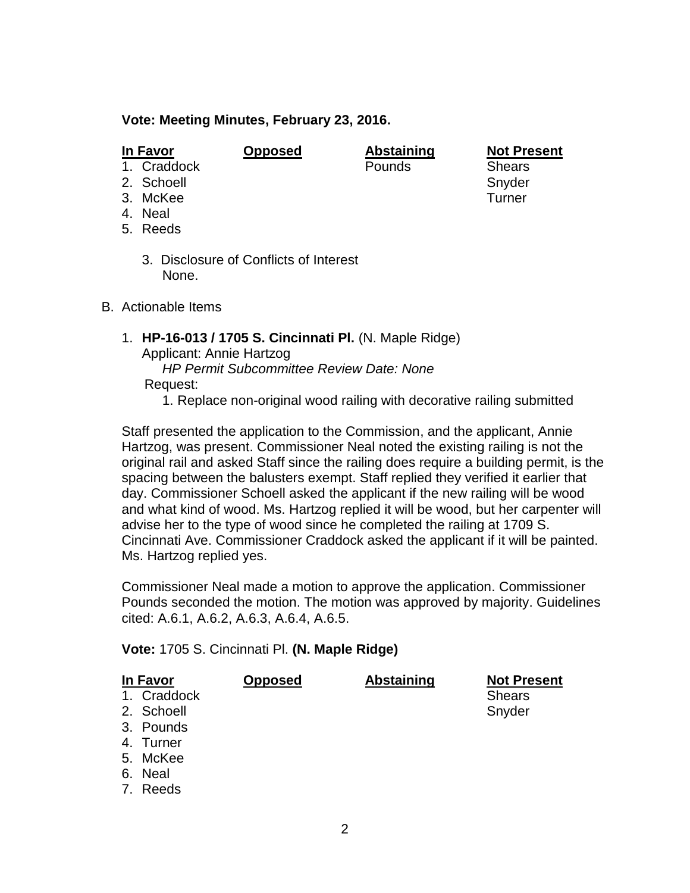**Vote: Meeting Minutes, February 23, 2016.**

| In Favor | Opposed | Abstaining | Not Present |
|---|---|---|---|
| 1. Craddock | | Pounds | Shears |
| 2. Schoell | | | Snyder |
| 3. McKee | | | Turner |
| 4. Neal | | | |
| 5. Reeds | | | |

3. Disclosure of Conflicts of Interest
   None.

B. Actionable Items

1. **HP-16-013 / 1705 S. Cincinnati Pl.** (N. Maple Ridge)
   Applicant: Annie Hartzog
   *HP Permit Subcommittee Review Date: None*
   Request:
   1. Replace non-original wood railing with decorative railing submitted

Staff presented the application to the Commission, and the applicant, Annie Hartzog, was present. Commissioner Neal noted the existing railing is not the original rail and asked Staff since the railing does require a building permit, is the spacing between the balusters exempt. Staff replied they verified it earlier that day. Commissioner Schoell asked the applicant if the new railing will be wood and what kind of wood. Ms. Hartzog replied it will be wood, but her carpenter will advise her to the type of wood since he completed the railing at 1709 S. Cincinnati Ave. Commissioner Craddock asked the applicant if it will be painted. Ms. Hartzog replied yes.

Commissioner Neal made a motion to approve the application. Commissioner Pounds seconded the motion. The motion was approved by majority. Guidelines cited: A.6.1, A.6.2, A.6.3, A.6.4, A.6.5.

**Vote:** 1705 S. Cincinnati Pl. **(N. Maple Ridge)**

| In Favor | Opposed | Abstaining | Not Present |
|---|---|---|---|
| 1. Craddock | | | Shears |
| 2. Schoell | | | Snyder |
| 3. Pounds | | | |
| 4. Turner | | | |
| 5. McKee | | | |
| 6. Neal | | | |
| 7. Reeds | | | |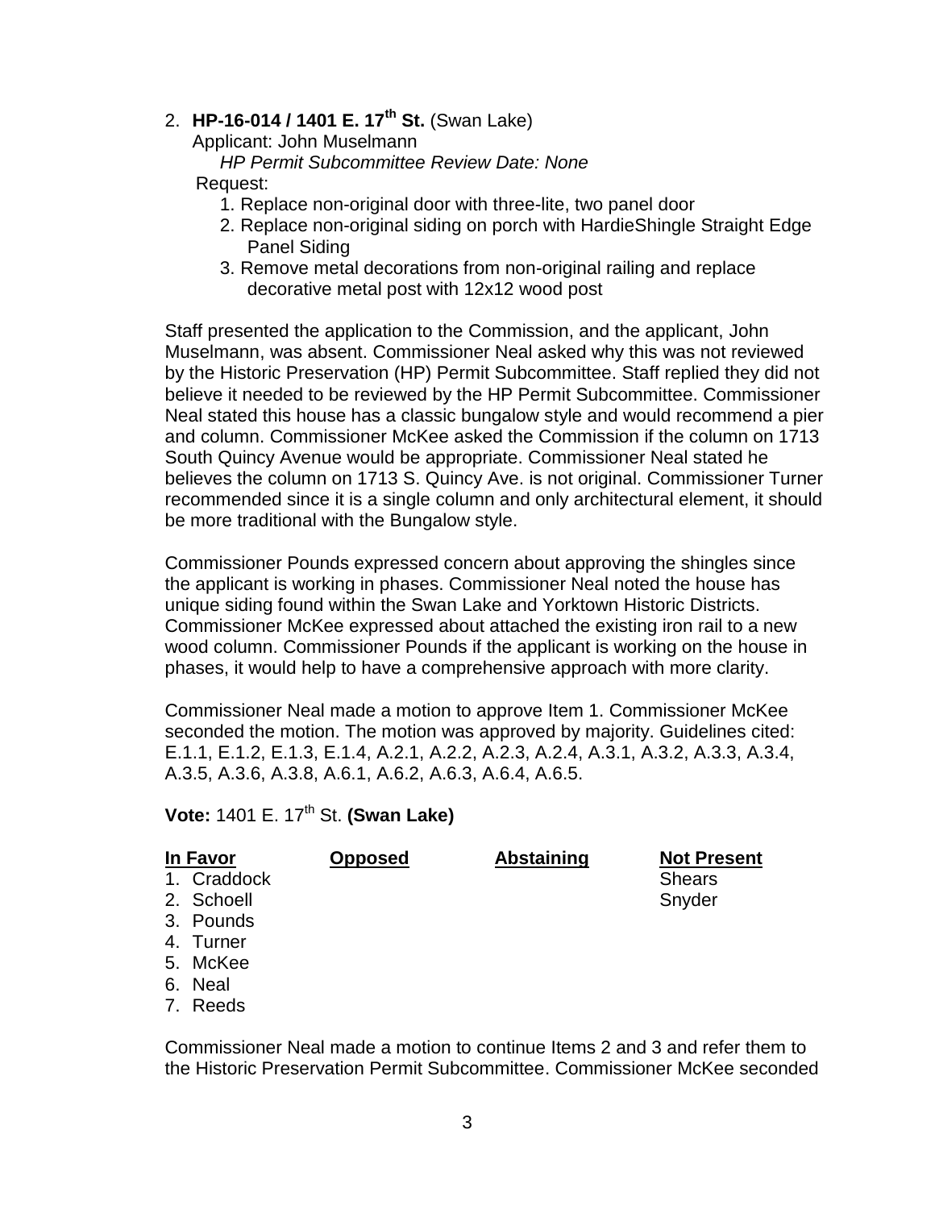2. **HP-16-014 / 1401 E. 17th St.** (Swan Lake)
   Applicant: John Muselmann
   *HP Permit Subcommittee Review Date: None*
   Request:
   1. Replace non-original door with three-lite, two panel door
   2. Replace non-original siding on porch with HardieShingle Straight Edge Panel Siding
   3. Remove metal decorations from non-original railing and replace decorative metal post with 12x12 wood post

Staff presented the application to the Commission, and the applicant, John Muselmann, was absent. Commissioner Neal asked why this was not reviewed by the Historic Preservation (HP) Permit Subcommittee. Staff replied they did not believe it needed to be reviewed by the HP Permit Subcommittee. Commissioner Neal stated this house has a classic bungalow style and would recommend a pier and column. Commissioner McKee asked the Commission if the column on 1713 South Quincy Avenue would be appropriate. Commissioner Neal stated he believes the column on 1713 S. Quincy Ave. is not original. Commissioner Turner recommended since it is a single column and only architectural element, it should be more traditional with the Bungalow style.

Commissioner Pounds expressed concern about approving the shingles since the applicant is working in phases. Commissioner Neal noted the house has unique siding found within the Swan Lake and Yorktown Historic Districts. Commissioner McKee expressed about attached the existing iron rail to a new wood column. Commissioner Pounds if the applicant is working on the house in phases, it would help to have a comprehensive approach with more clarity.

Commissioner Neal made a motion to approve Item 1. Commissioner McKee seconded the motion. The motion was approved by majority. Guidelines cited: E.1.1, E.1.2, E.1.3, E.1.4, A.2.1, A.2.2, A.2.3, A.2.4, A.3.1, A.3.2, A.3.3, A.3.4, A.3.5, A.3.6, A.3.8, A.6.1, A.6.2, A.6.3, A.6.4, A.6.5.

**Vote:** 1401 E. 17th St. **(Swan Lake)**

| In Favor | Opposed | Abstaining | Not Present |
|---|---|---|---|
| 1. Craddock | | | Shears |
| 2. Schoell | | | Snyder |
| 3. Pounds | | | |
| 4. Turner | | | |
| 5. McKee | | | |
| 6. Neal | | | |
| 7. Reeds | | | |

Commissioner Neal made a motion to continue Items 2 and 3 and refer them to the Historic Preservation Permit Subcommittee. Commissioner McKee seconded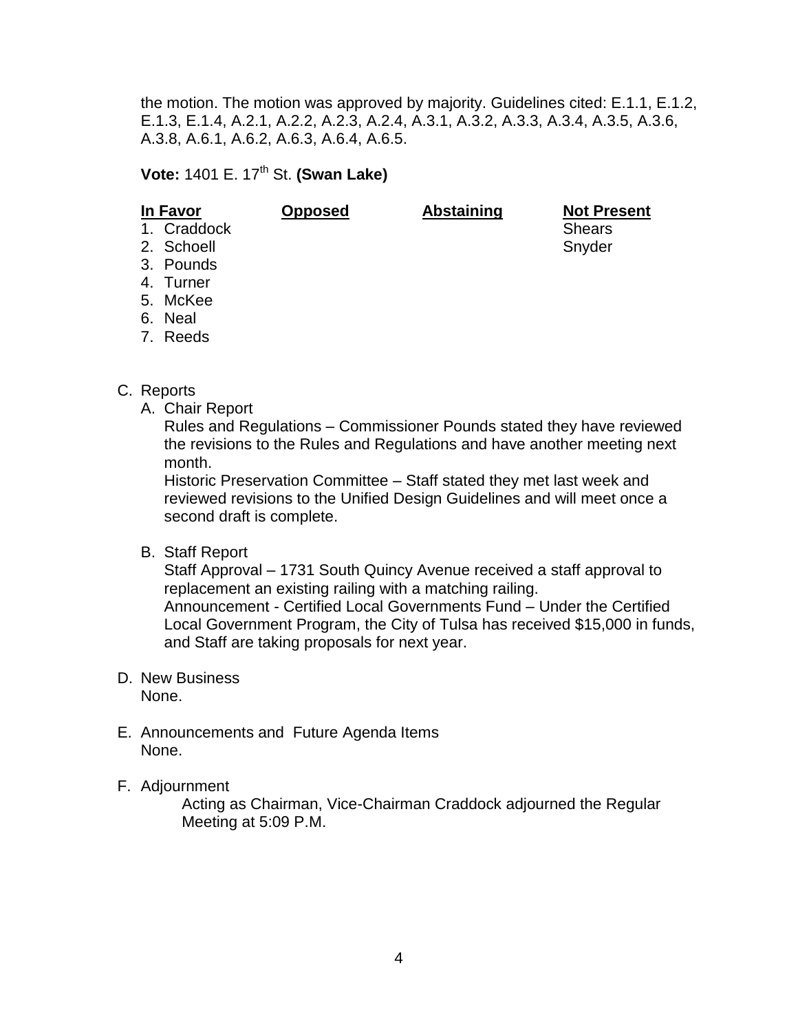the motion. The motion was approved by majority. Guidelines cited: E.1.1, E.1.2, E.1.3, E.1.4, A.2.1, A.2.2, A.2.3, A.2.4, A.3.1, A.3.2, A.3.3, A.3.4, A.3.5, A.3.6, A.3.8, A.6.1, A.6.2, A.6.3, A.6.4, A.6.5.

**Vote:** 1401 E. 17th St. **(Swan Lake)**

| In Favor | Opposed | Abstaining | Not Present |
|---|---|---|---|
| 1. Craddock | | | Shears |
| 2. Schoell | | | Snyder |
| 3. Pounds | | | |
| 4. Turner | | | |
| 5. McKee | | | |
| 6. Neal | | | |
| 7. Reeds | | | |

C. Reports

A. Chair Report

Rules and Regulations – Commissioner Pounds stated they have reviewed the revisions to the Rules and Regulations and have another meeting next month.

Historic Preservation Committee – Staff stated they met last week and reviewed revisions to the Unified Design Guidelines and will meet once a second draft is complete.

B. Staff Report

Staff Approval – 1731 South Quincy Avenue received a staff approval to replacement an existing railing with a matching railing.

Announcement - Certified Local Governments Fund – Under the Certified Local Government Program, the City of Tulsa has received $15,000 in funds, and Staff are taking proposals for next year.

D. New Business

None.

E. Announcements and Future Agenda Items

None.

F. Adjournment

Acting as Chairman, Vice-Chairman Craddock adjourned the Regular Meeting at 5:09 P.M.